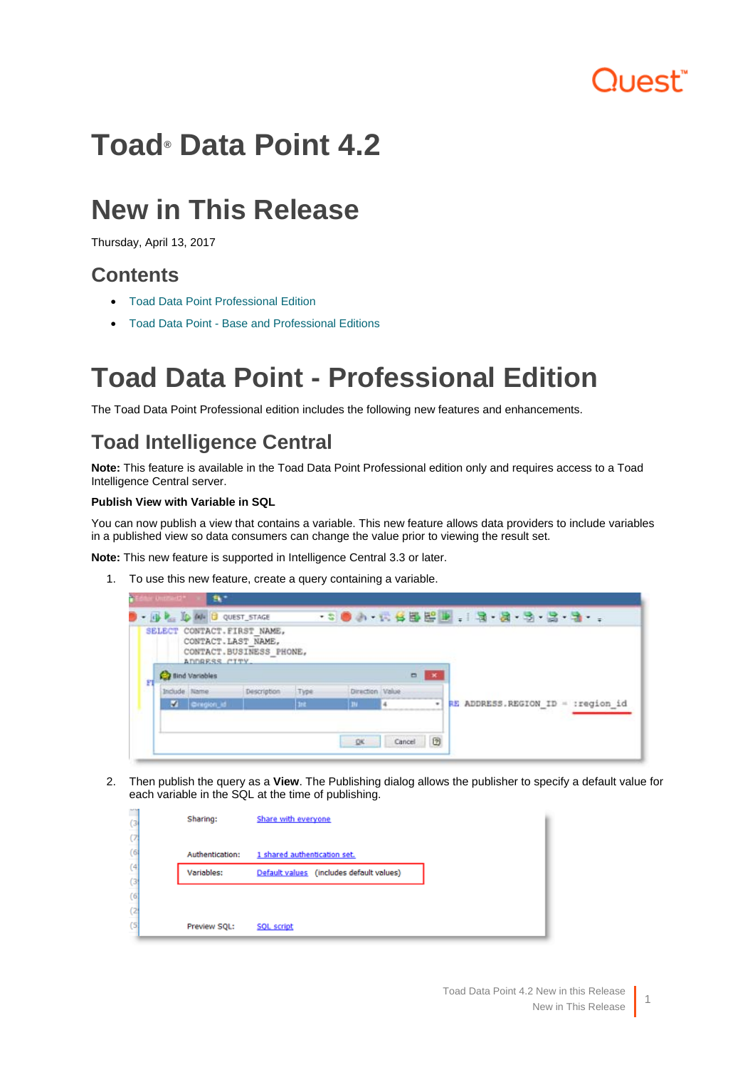# Toad® Data Point 4.2

# New in This Release

Thursday, April 13, 2017

## Contents

- Toad Data Point Professional Edition
- Toad Data Point - Base and Professional Editions

# Toad Data Point - Professional Edition

The Toad Data Point Professional edition includes the following new features and enhancements.

## Toad Intelligence Central

**Note:** This feature is available in the Toad Data Point Professional edition only and requires access to a Toad Intelligence Central server.

**Publish View with Variable in SQL**

You can now publish a view that contains a variable. This new feature allows data providers to include variables in a published view so data consumers can change the value prior to viewing the result set.

**Note:** This new feature is supported in Intelligence Central 3.3 or later.

1. To use this new feature, create a query containing a variable.

2. Then publish the query as a **View**. The Publishing dialog allows the publisher to specify a default value for each variable in the SQL at the time of publishing.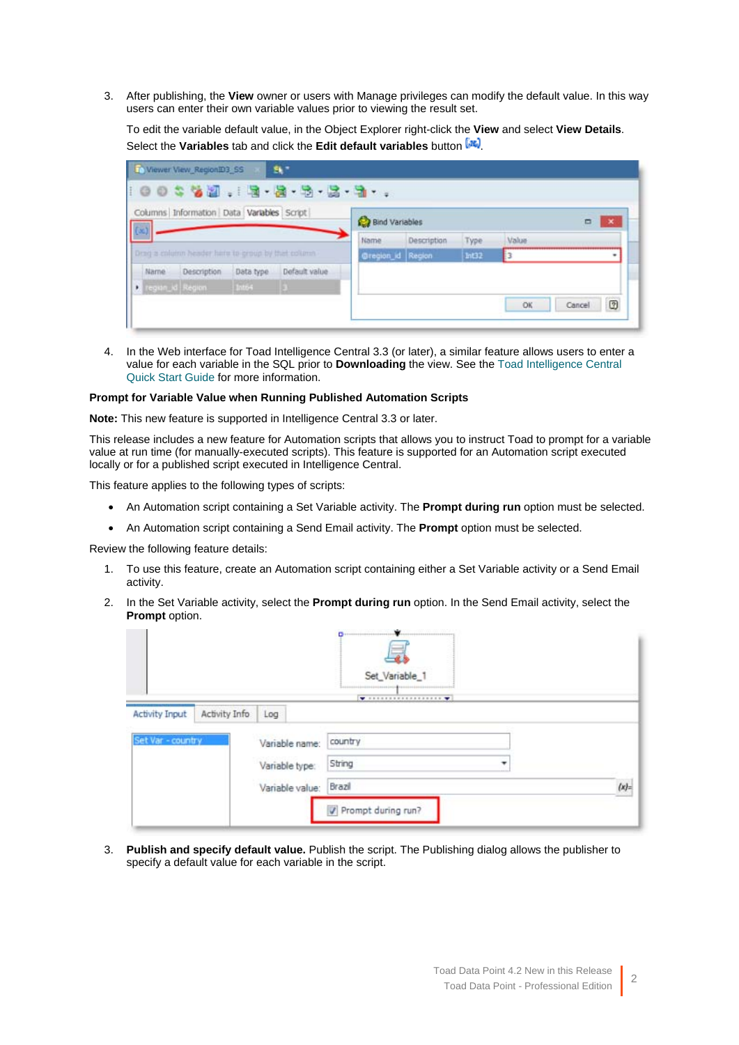3. After publishing, the **View** owner or users with Manage privileges can modify the default value. In this way users can enter their own variable values prior to viewing the result set.

   To edit the variable default value, in the Object Explorer right-click the **View** and select **View Details**. Select the **Variables** tab and click the **Edit default variables** button.

4. In the Web interface for Toad Intelligence Central 3.3 (or later), a similar feature allows users to enter a value for each variable in the SQL prior to **Downloading** the view. See the Toad Intelligence Central Quick Start Guide for more information.

**Prompt for Variable Value when Running Published Automation Scripts**

**Note:** This new feature is supported in Intelligence Central 3.3 or later.

This release includes a new feature for Automation scripts that allows you to instruct Toad to prompt for a variable value at run time (for manually-executed scripts). This feature is supported for an Automation script executed locally or for a published script executed in Intelligence Central.

This feature applies to the following types of scripts:

- An Automation script containing a Set Variable activity. The **Prompt during run** option must be selected.
- An Automation script containing a Send Email activity. The **Prompt** option must be selected.

Review the following feature details:

1. To use this feature, create an Automation script containing either a Set Variable activity or a Send Email activity.
2. In the Set Variable activity, select the **Prompt during run** option. In the Send Email activity, select the **Prompt** option.
3. **Publish and specify default value.** Publish the script. The Publishing dialog allows the publisher to specify a default value for each variable in the script.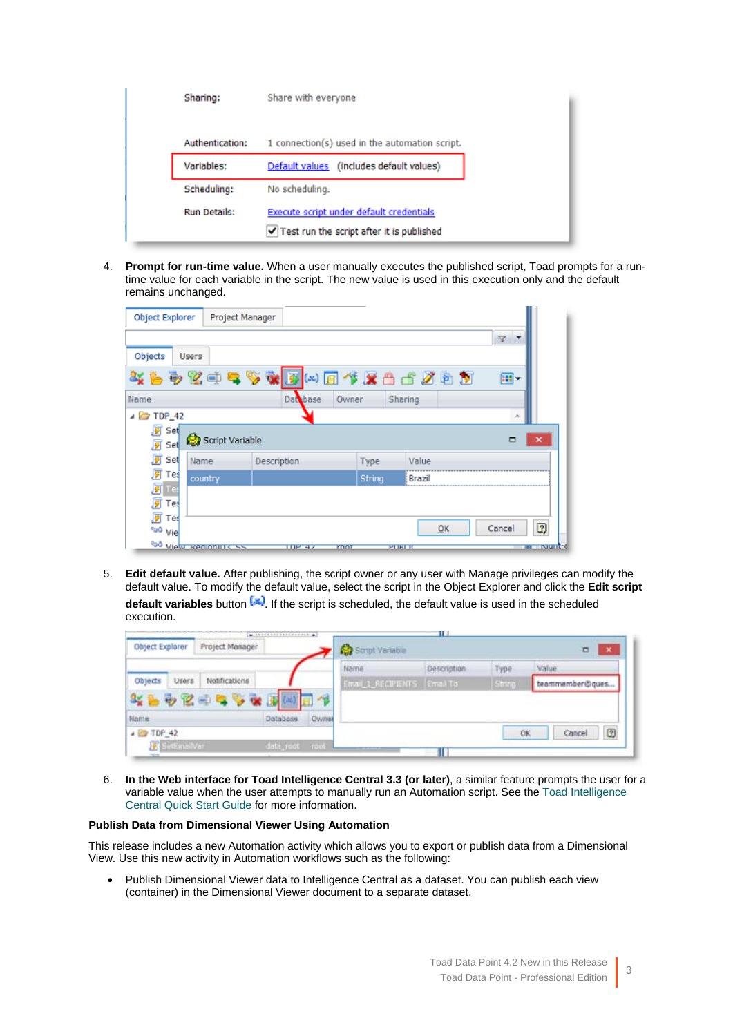4. **Prompt for run-time value.** When a user manually executes the published script, Toad prompts for a run-time value for each variable in the script. The new value is used in this execution only and the default remains unchanged.

5. **Edit default value.** After publishing, the script owner or any user with Manage privileges can modify the default value. To modify the default value, select the script in the Object Explorer and click the **Edit script default variables** button. If the script is scheduled, the default value is used in the scheduled execution.

6. **In the Web interface for Toad Intelligence Central 3.3 (or later)**, a similar feature prompts the user for a variable value when the user attempts to manually run an Automation script. See the Toad Intelligence Central Quick Start Guide for more information.

**Publish Data from Dimensional Viewer Using Automation**

This release includes a new Automation activity which allows you to export or publish data from a Dimensional View. Use this new activity in Automation workflows such as the following:

- Publish Dimensional Viewer data to Intelligence Central as a dataset. You can publish each view (container) in the Dimensional Viewer document to a separate dataset.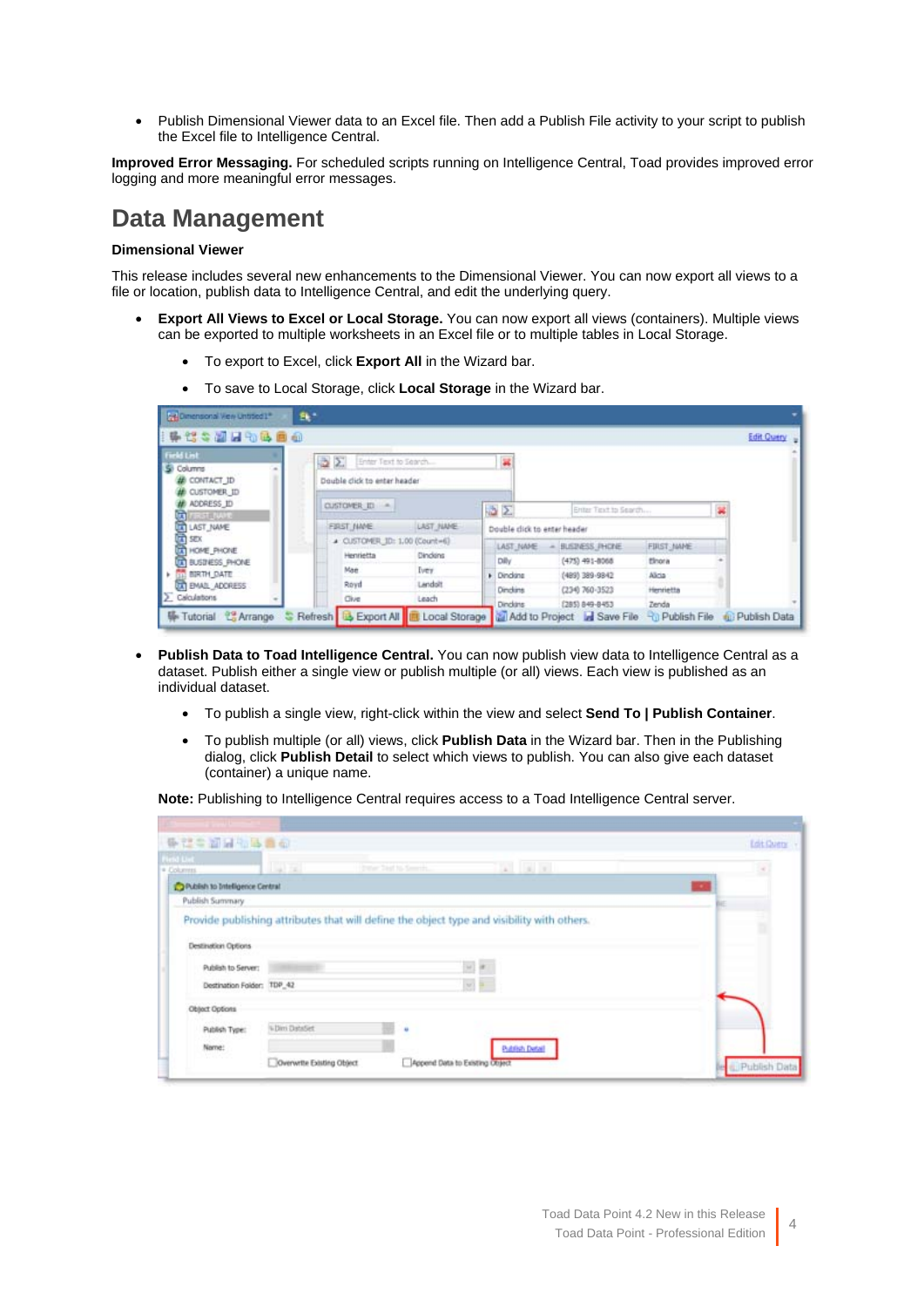- Publish Dimensional Viewer data to an Excel file. Then add a Publish File activity to your script to publish the Excel file to Intelligence Central.

**Improved Error Messaging.** For scheduled scripts running on Intelligence Central, Toad provides improved error logging and more meaningful error messages.

# Data Management

**Dimensional Viewer**

This release includes several new enhancements to the Dimensional Viewer. You can now export all views to a file or location, publish data to Intelligence Central, and edit the underlying query.

- **Export All Views to Excel or Local Storage.** You can now export all views (containers). Multiple views can be exported to multiple worksheets in an Excel file or to multiple tables in Local Storage.
  - To export to Excel, click **Export All** in the Wizard bar.
  - To save to Local Storage, click **Local Storage** in the Wizard bar.

- **Publish Data to Toad Intelligence Central.** You can now publish view data to Intelligence Central as a dataset. Publish either a single view or publish multiple (or all) views. Each view is published as an individual dataset.
  - To publish a single view, right-click within the view and select **Send To | Publish Container**.
  - To publish multiple (or all) views, click **Publish Data** in the Wizard bar. Then in the Publishing dialog, click **Publish Detail** to select which views to publish. You can also give each dataset (container) a unique name.

  **Note:** Publishing to Intelligence Central requires access to a Toad Intelligence Central server.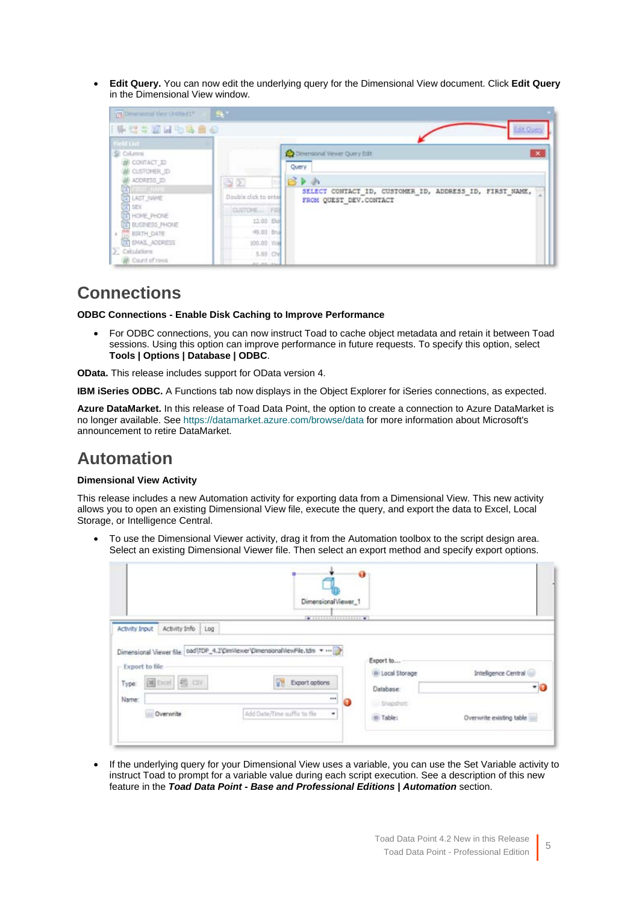- **Edit Query.** You can now edit the underlying query for the Dimensional View document. Click **Edit Query** in the Dimensional View window.

## Connections

**ODBC Connections - Enable Disk Caching to Improve Performance**

- For ODBC connections, you can now instruct Toad to cache object metadata and retain it between Toad sessions. Using this option can improve performance in future requests. To specify this option, select **Tools | Options | Database | ODBC**.

**OData.** This release includes support for OData version 4.

**IBM iSeries ODBC.** A Functions tab now displays in the Object Explorer for iSeries connections, as expected.

**Azure DataMarket.** In this release of Toad Data Point, the option to create a connection to Azure DataMarket is no longer available. See https://datamarket.azure.com/browse/data for more information about Microsoft's announcement to retire DataMarket.

## Automation

**Dimensional View Activity**

This release includes a new Automation activity for exporting data from a Dimensional View. This new activity allows you to open an existing Dimensional View file, execute the query, and export the data to Excel, Local Storage, or Intelligence Central.

- To use the Dimensional Viewer activity, drag it from the Automation toolbox to the script design area. Select an existing Dimensional Viewer file. Then select an export method and specify export options.

- If the underlying query for your Dimensional View uses a variable, you can use the Set Variable activity to instruct Toad to prompt for a variable value during each script execution. See a description of this new feature in the ***Toad Data Point - Base and Professional Editions | Automation*** section.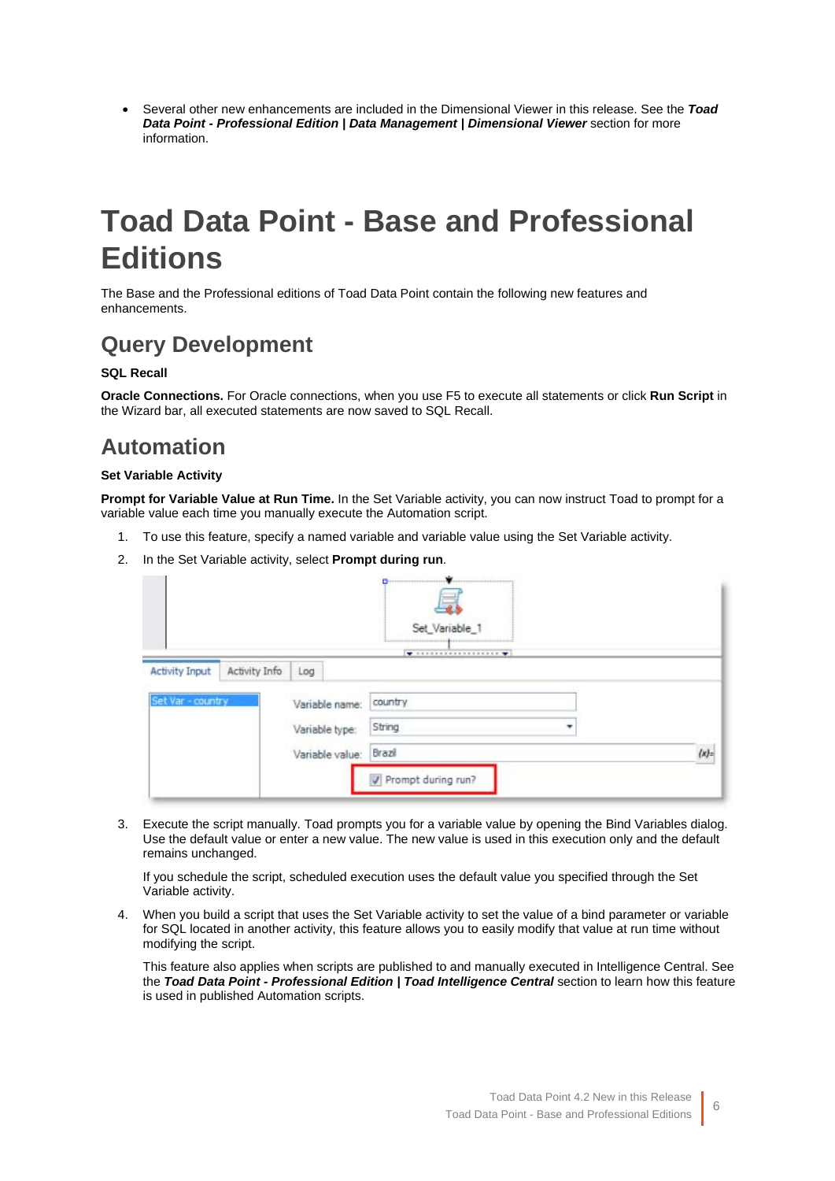- Several other new enhancements are included in the Dimensional Viewer in this release. See the ***Toad Data Point - Professional Edition | Data Management | Dimensional Viewer*** section for more information.

# Toad Data Point - Base and Professional Editions

The Base and the Professional editions of Toad Data Point contain the following new features and enhancements.

## Query Development

**SQL Recall**

**Oracle Connections.** For Oracle connections, when you use F5 to execute all statements or click **Run Script** in the Wizard bar, all executed statements are now saved to SQL Recall.

## Automation

**Set Variable Activity**

**Prompt for Variable Value at Run Time.** In the Set Variable activity, you can now instruct Toad to prompt for a variable value each time you manually execute the Automation script.

1. To use this feature, specify a named variable and variable value using the Set Variable activity.
2. In the Set Variable activity, select **Prompt during run**.
3. Execute the script manually. Toad prompts you for a variable value by opening the Bind Variables dialog. Use the default value or enter a new value. The new value is used in this execution only and the default remains unchanged.

   If you schedule the script, scheduled execution uses the default value you specified through the Set Variable activity.
4. When you build a script that uses the Set Variable activity to set the value of a bind parameter or variable for SQL located in another activity, this feature allows you to easily modify that value at run time without modifying the script.

   This feature also applies when scripts are published to and manually executed in Intelligence Central. See the ***Toad Data Point - Professional Edition | Toad Intelligence Central*** section to learn how this feature is used in published Automation scripts.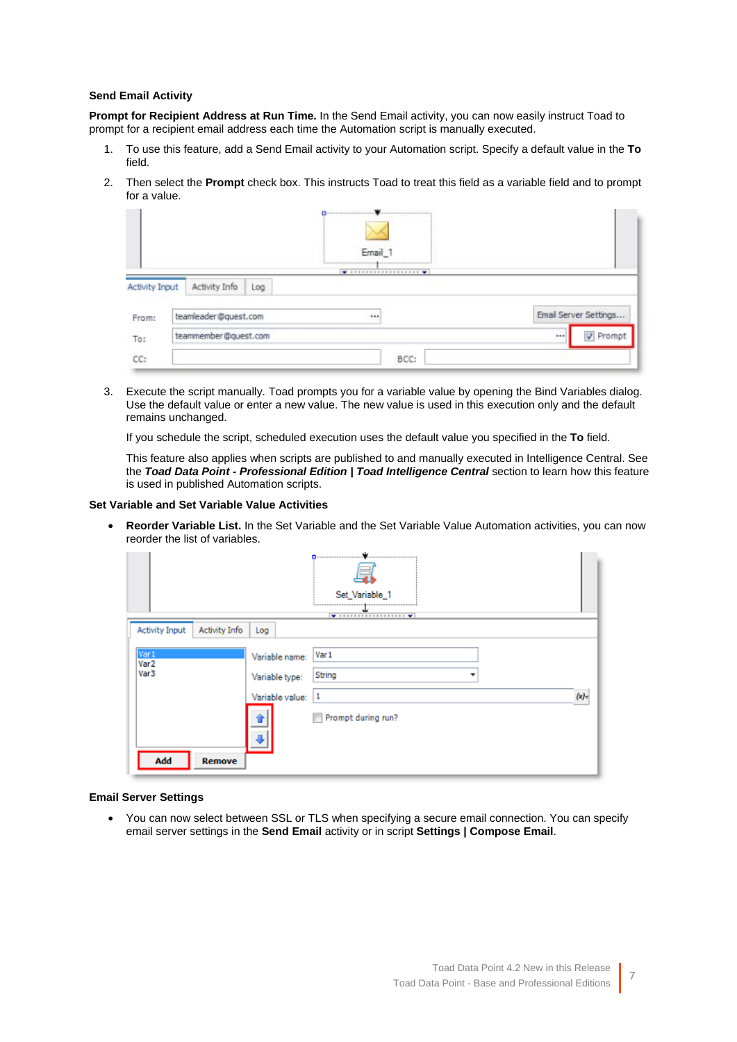### Send Email Activity

**Prompt for Recipient Address at Run Time.** In the Send Email activity, you can now easily instruct Toad to prompt for a recipient email address each time the Automation script is manually executed.

1. To use this feature, add a Send Email activity to your Automation script. Specify a default value in the **To** field.
2. Then select the **Prompt** check box. This instructs Toad to treat this field as a variable field and to prompt for a value.
3. Execute the script manually. Toad prompts you for a variable value by opening the Bind Variables dialog. Use the default value or enter a new value. The new value is used in this execution only and the default remains unchanged.

   If you schedule the script, scheduled execution uses the default value you specified in the **To** field.

   This feature also applies when scripts are published to and manually executed in Intelligence Central. See the ***Toad Data Point - Professional Edition | Toad Intelligence Central*** section to learn how this feature is used in published Automation scripts.

### Set Variable and Set Variable Value Activities

- **Reorder Variable List.** In the Set Variable and the Set Variable Value Automation activities, you can now reorder the list of variables.

### Email Server Settings

- You can now select between SSL or TLS when specifying a secure email connection. You can specify email server settings in the **Send Email** activity or in script **Settings | Compose Email**.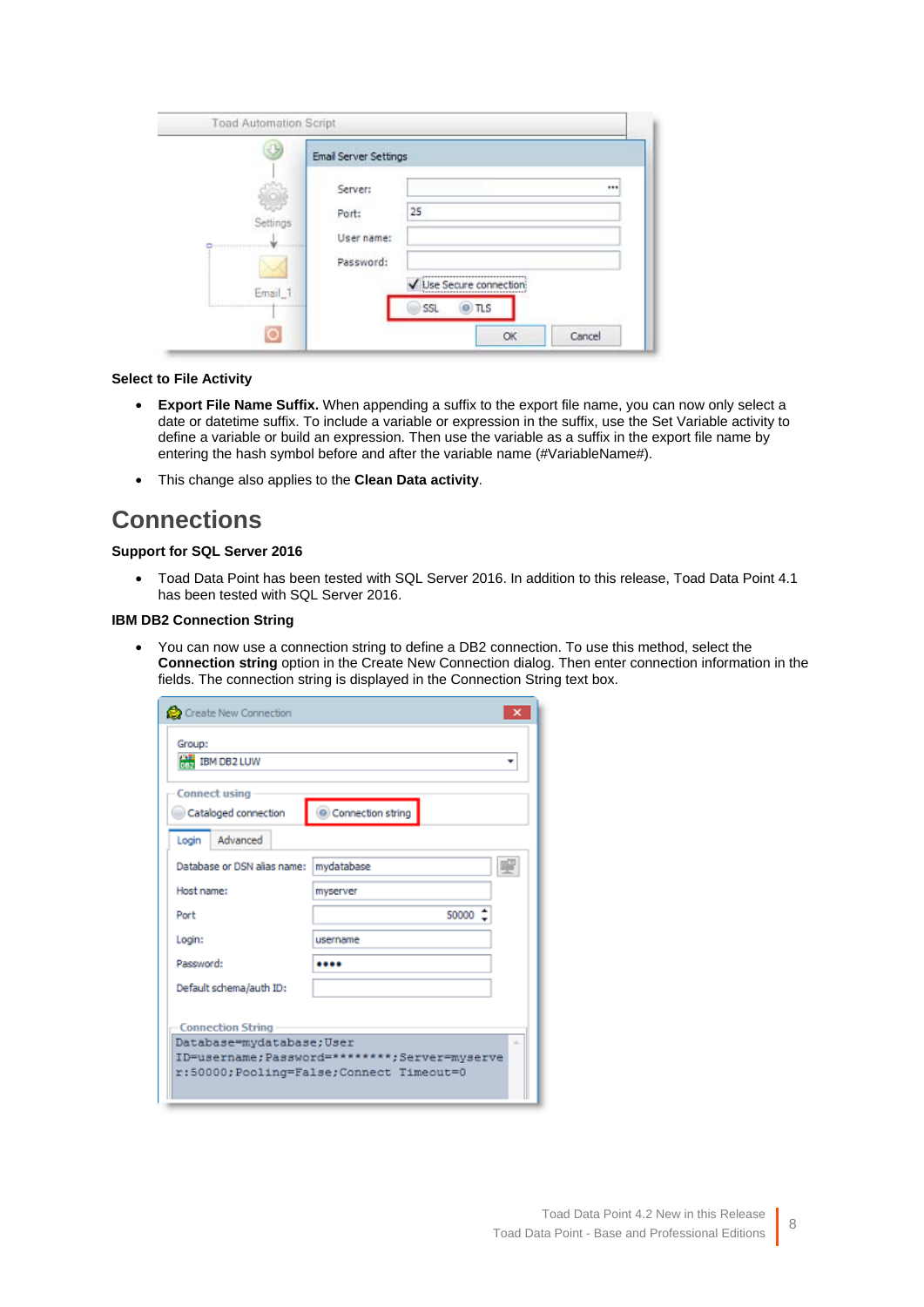**Select to File Activity**

- **Export File Name Suffix.** When appending a suffix to the export file name, you can now only select a date or datetime suffix. To include a variable or expression in the suffix, use the Set Variable activity to define a variable or build an expression. Then use the variable as a suffix in the export file name by entering the hash symbol before and after the variable name (#VariableName#).
- This change also applies to the **Clean Data activity**.

## Connections

**Support for SQL Server 2016**

- Toad Data Point has been tested with SQL Server 2016. In addition to this release, Toad Data Point 4.1 has been tested with SQL Server 2016.

**IBM DB2 Connection String**

- You can now use a connection string to define a DB2 connection. To use this method, select the **Connection string** option in the Create New Connection dialog. Then enter connection information in the fields. The connection string is displayed in the Connection String text box.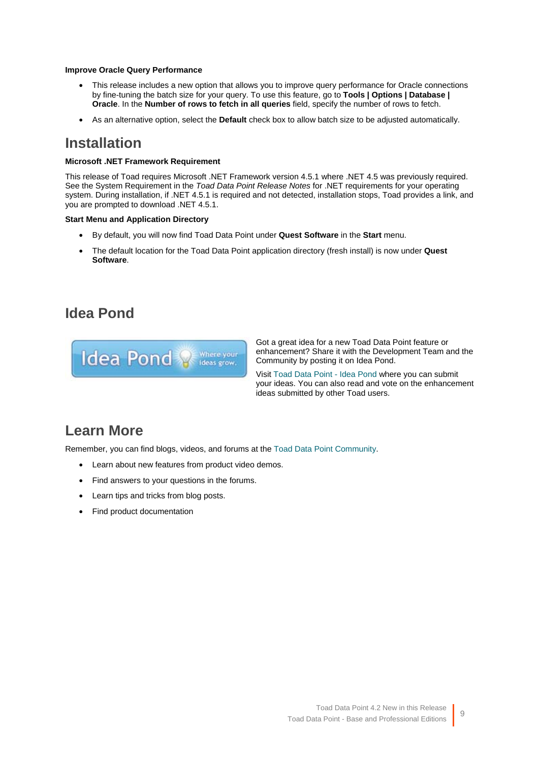### Improve Oracle Query Performance

- This release includes a new option that allows you to improve query performance for Oracle connections by fine-tuning the batch size for your query. To use this feature, go to **Tools | Options | Database | Oracle**. In the **Number of rows to fetch in all queries** field, specify the number of rows to fetch.
- As an alternative option, select the **Default** check box to allow batch size to be adjusted automatically.

## Installation

### Microsoft .NET Framework Requirement

This release of Toad requires Microsoft .NET Framework version 4.5.1 where .NET 4.5 was previously required. See the System Requirement in the *Toad Data Point Release Notes* for .NET requirements for your operating system. During installation, if .NET 4.5.1 is required and not detected, installation stops, Toad provides a link, and you are prompted to download .NET 4.5.1.

### Start Menu and Application Directory

- By default, you will now find Toad Data Point under **Quest Software** in the **Start** menu.
- The default location for the Toad Data Point application directory (fresh install) is now under **Quest Software**.

## Idea Pond

Got a great idea for a new Toad Data Point feature or enhancement? Share it with the Development Team and the Community by posting it on Idea Pond.

Visit Toad Data Point - Idea Pond where you can submit your ideas. You can also read and vote on the enhancement ideas submitted by other Toad users.

## Learn More

Remember, you can find blogs, videos, and forums at the Toad Data Point Community.

- Learn about new features from product video demos.
- Find answers to your questions in the forums.
- Learn tips and tricks from blog posts.
- Find product documentation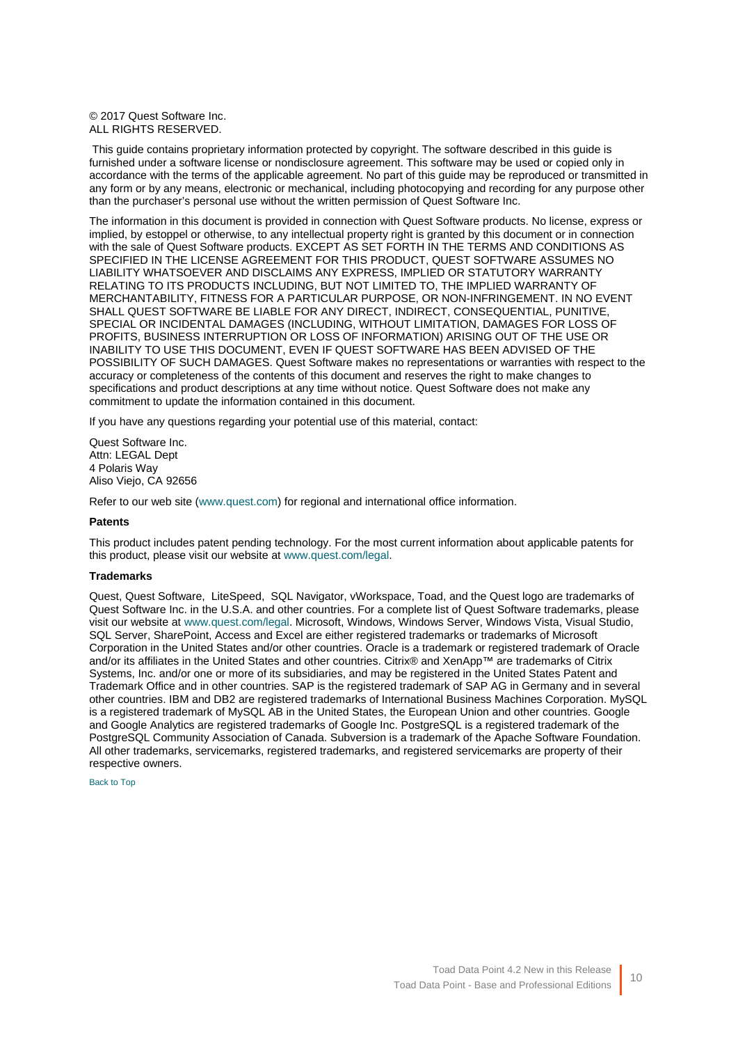© 2017 Quest Software Inc.
ALL RIGHTS RESERVED.

This guide contains proprietary information protected by copyright. The software described in this guide is furnished under a software license or nondisclosure agreement. This software may be used or copied only in accordance with the terms of the applicable agreement. No part of this guide may be reproduced or transmitted in any form or by any means, electronic or mechanical, including photocopying and recording for any purpose other than the purchaser's personal use without the written permission of Quest Software Inc.

The information in this document is provided in connection with Quest Software products. No license, express or implied, by estoppel or otherwise, to any intellectual property right is granted by this document or in connection with the sale of Quest Software products. EXCEPT AS SET FORTH IN THE TERMS AND CONDITIONS AS SPECIFIED IN THE LICENSE AGREEMENT FOR THIS PRODUCT, QUEST SOFTWARE ASSUMES NO LIABILITY WHATSOEVER AND DISCLAIMS ANY EXPRESS, IMPLIED OR STATUTORY WARRANTY RELATING TO ITS PRODUCTS INCLUDING, BUT NOT LIMITED TO, THE IMPLIED WARRANTY OF MERCHANTABILITY, FITNESS FOR A PARTICULAR PURPOSE, OR NON-INFRINGEMENT. IN NO EVENT SHALL QUEST SOFTWARE BE LIABLE FOR ANY DIRECT, INDIRECT, CONSEQUENTIAL, PUNITIVE, SPECIAL OR INCIDENTAL DAMAGES (INCLUDING, WITHOUT LIMITATION, DAMAGES FOR LOSS OF PROFITS, BUSINESS INTERRUPTION OR LOSS OF INFORMATION) ARISING OUT OF THE USE OR INABILITY TO USE THIS DOCUMENT, EVEN IF QUEST SOFTWARE HAS BEEN ADVISED OF THE POSSIBILITY OF SUCH DAMAGES. Quest Software makes no representations or warranties with respect to the accuracy or completeness of the contents of this document and reserves the right to make changes to specifications and product descriptions at any time without notice. Quest Software does not make any commitment to update the information contained in this document.

If you have any questions regarding your potential use of this material, contact:

Quest Software Inc.
Attn: LEGAL Dept
4 Polaris Way
Aliso Viejo, CA 92656

Refer to our web site (www.quest.com) for regional and international office information.

**Patents**

This product includes patent pending technology. For the most current information about applicable patents for this product, please visit our website at www.quest.com/legal.

**Trademarks**

Quest, Quest Software, LiteSpeed, SQL Navigator, vWorkspace, Toad, and the Quest logo are trademarks of Quest Software Inc. in the U.S.A. and other countries. For a complete list of Quest Software trademarks, please visit our website at www.quest.com/legal. Microsoft, Windows, Windows Server, Windows Vista, Visual Studio, SQL Server, SharePoint, Access and Excel are either registered trademarks or trademarks of Microsoft Corporation in the United States and/or other countries. Oracle is a trademark or registered trademark of Oracle and/or its affiliates in the United States and other countries. Citrix® and XenApp™ are trademarks of Citrix Systems, Inc. and/or one or more of its subsidiaries, and may be registered in the United States Patent and Trademark Office and in other countries. SAP is the registered trademark of SAP AG in Germany and in several other countries. IBM and DB2 are registered trademarks of International Business Machines Corporation. MySQL is a registered trademark of MySQL AB in the United States, the European Union and other countries. Google and Google Analytics are registered trademarks of Google Inc. PostgreSQL is a registered trademark of the PostgreSQL Community Association of Canada. Subversion is a trademark of the Apache Software Foundation. All other trademarks, servicemarks, registered trademarks, and registered servicemarks are property of their respective owners.

Back to Top